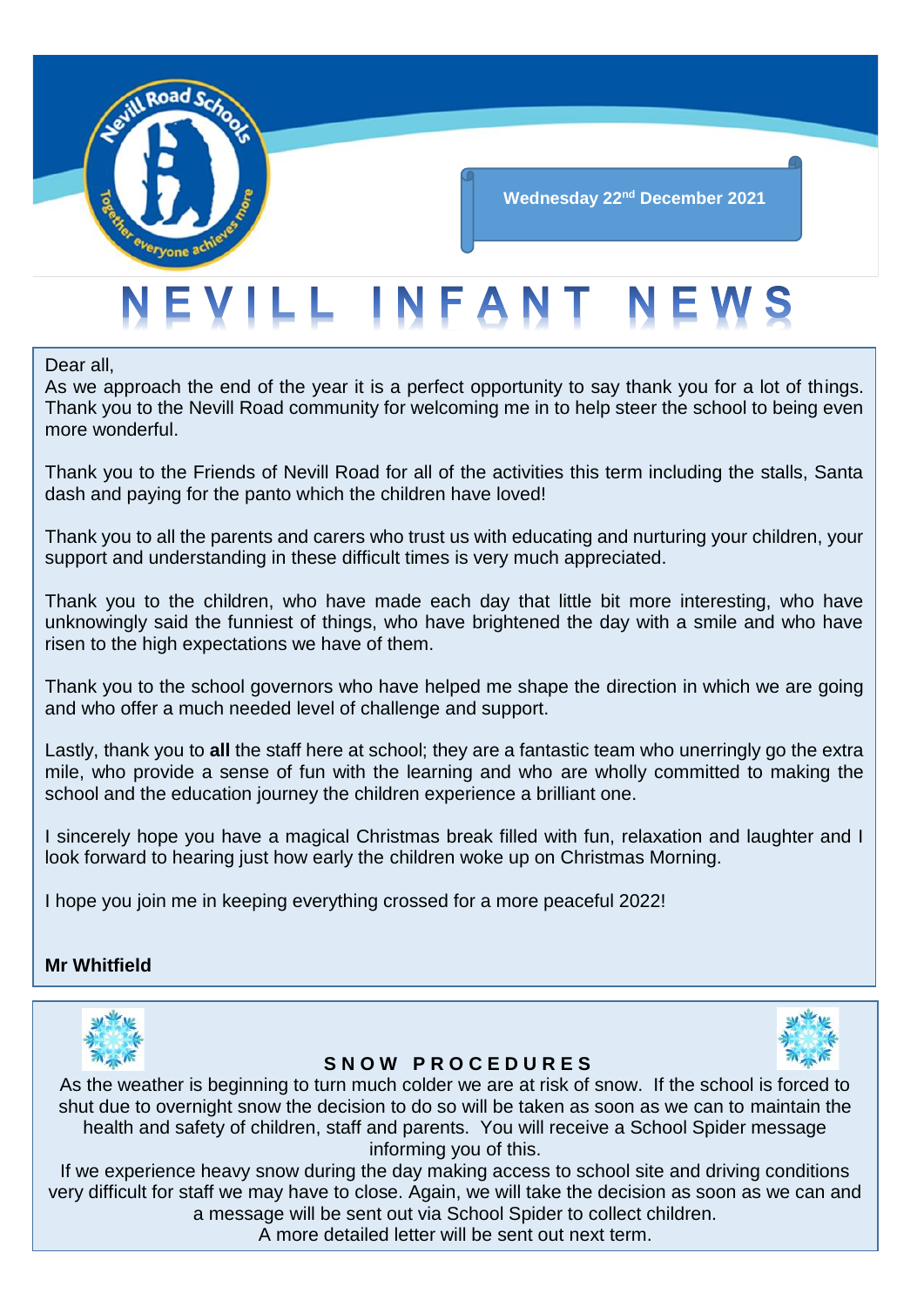Wednesday 22nd December 2021

# NEVILL INFANT NEWS

Dear all,

As we approach the end of the year it is a perfect opportunity to say thank you for a lot of things. Thank you to the Nevill Road community for welcoming me in to help steer the school to being even more wonderful.

Thank you to the Friends of Nevill Road for all of the activities this term including the stalls, Santa dash and paying for the panto which the children have loved!

Thank you to all the parents and carers who trust us with educating and nurturing your children, your support and understanding in these difficult times is very much appreciated.

Thank you to the children, who have made each day that little bit more interesting, who have unknowingly said the funniest of things, who have brightened the day with a smile and who have risen to the high expectations we have of them.

Thank you to the school governors who have helped me shape the direction in which we are going and who offer a much needed level of challenge and support.

Lastly, thank you to **all** the staff here at school; they are a fantastic team who unerringly go the extra mile, who provide a sense of fun with the learning and who are wholly committed to making the school and the education journey the children experience a brilliant one.

I sincerely hope you have a magical Christmas break filled with fun, relaxation and laughter and I look forward to hearing just how early the children woke up on Christmas Morning.

I hope you join me in keeping everything crossed for a more peaceful 2022!

**Mr Whitfield**

## SNOW PROCEDURES

As the weather is beginning to turn much colder we are at risk of snow. If the school is forced to shut due to overnight snow the decision to do so will be taken as soon as we can to maintain the health and safety of children, staff and parents. You will receive a School Spider message informing you of this.

If we experience heavy snow during the day making access to school site and driving conditions very difficult for staff we may have to close. Again, we will take the decision as soon as we can and a message will be sent out via School Spider to collect children.

A more detailed letter will be sent out next term.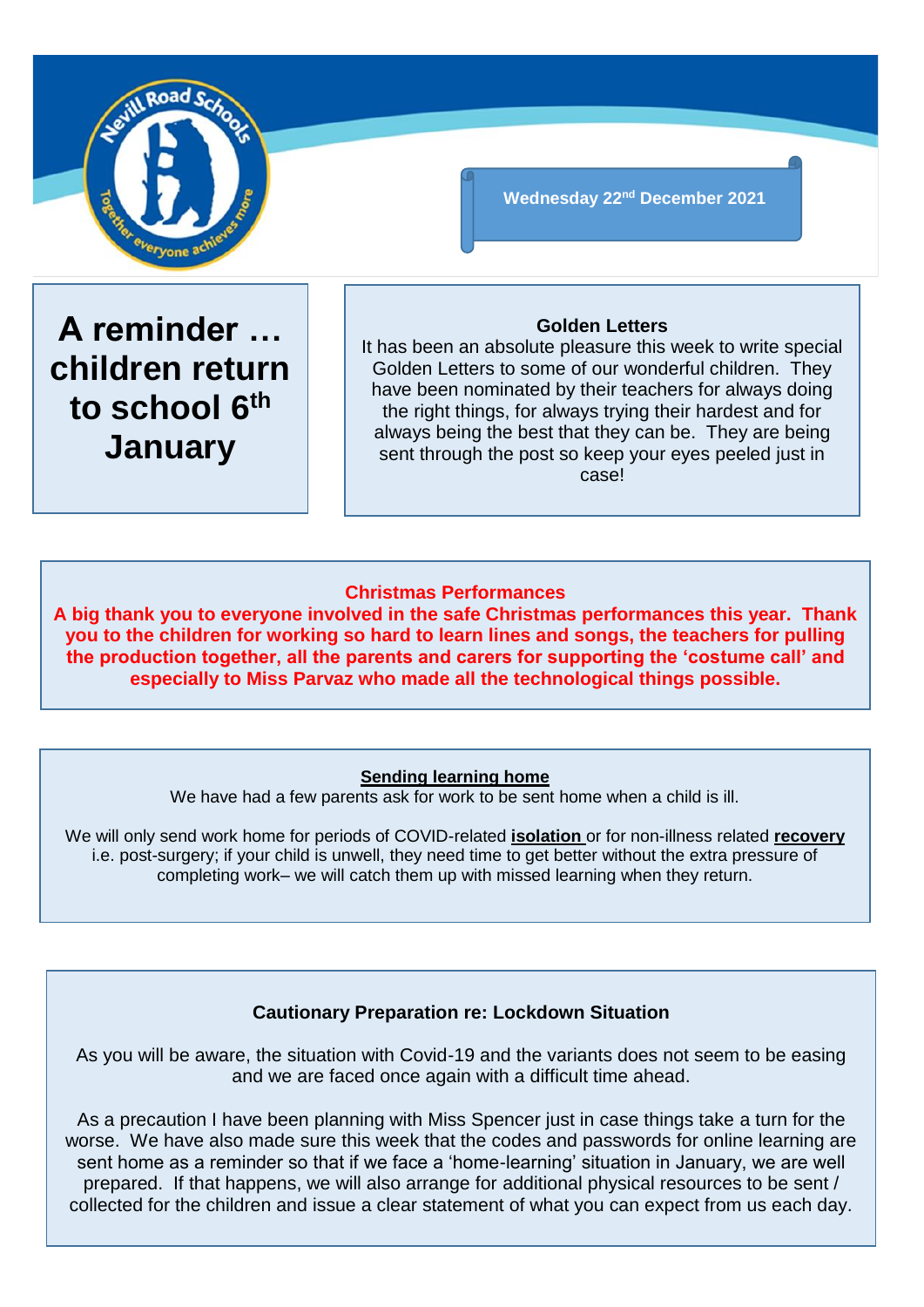Wednesday 22nd December 2021

# A reminder … children return to school 6th January

**Golden Letters**

It has been an absolute pleasure this week to write special Golden Letters to some of our wonderful children. They have been nominated by their teachers for always doing the right things, for always trying their hardest and for always being the best that they can be. They are being sent through the post so keep your eyes peeled just in case!

**Christmas Performances**

**A big thank you to everyone involved in the safe Christmas performances this year. Thank you to the children for working so hard to learn lines and songs, the teachers for pulling the production together, all the parents and carers for supporting the 'costume call' and especially to Miss Parvaz who made all the technological things possible.**

**Sending learning home**

We have had a few parents ask for work to be sent home when a child is ill.

We will only send work home for periods of COVID-related **isolation** or for non-illness related **recovery** i.e. post-surgery; if your child is unwell, they need time to get better without the extra pressure of completing work– we will catch them up with missed learning when they return.

**Cautionary Preparation re: Lockdown Situation**

As you will be aware, the situation with Covid-19 and the variants does not seem to be easing and we are faced once again with a difficult time ahead.

As a precaution I have been planning with Miss Spencer just in case things take a turn for the worse. We have also made sure this week that the codes and passwords for online learning are sent home as a reminder so that if we face a 'home-learning' situation in January, we are well prepared. If that happens, we will also arrange for additional physical resources to be sent / collected for the children and issue a clear statement of what you can expect from us each day.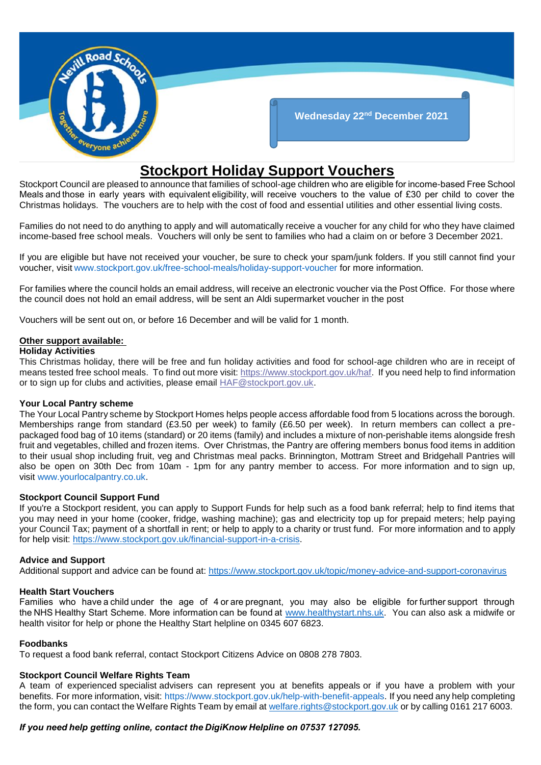Wednesday 22nd December 2021

# Stockport Holiday Support Vouchers

Stockport Council are pleased to announce that families of school-age children who are eligible for income-based Free School Meals and those in early years with equivalent eligibility, will receive vouchers to the value of £30 per child to cover the Christmas holidays. The vouchers are to help with the cost of food and essential utilities and other essential living costs.

Families do not need to do anything to apply and will automatically receive a voucher for any child for who they have claimed income-based free school meals. Vouchers will only be sent to families who had a claim on or before 3 December 2021.

If you are eligible but have not received your voucher, be sure to check your spam/junk folders. If you still cannot find your voucher, visit www.stockport.gov.uk/free-school-meals/holiday-support-voucher for more information.

For families where the council holds an email address, will receive an electronic voucher via the Post Office. For those where the council does not hold an email address, will be sent an Aldi supermarket voucher in the post

Vouchers will be sent out on, or before 16 December and will be valid for 1 month.

**Other support available:**

**Holiday Activities**

This Christmas holiday, there will be free and fun holiday activities and food for school-age children who are in receipt of means tested free school meals. To find out more visit: https://www.stockport.gov.uk/haf. If you need help to find information or to sign up for clubs and activities, please email HAF@stockport.gov.uk.

**Your Local Pantry scheme**

The Your Local Pantry scheme by Stockport Homes helps people access affordable food from 5 locations across the borough. Memberships range from standard (£3.50 per week) to family (£6.50 per week). In return members can collect a pre-packaged food bag of 10 items (standard) or 20 items (family) and includes a mixture of non-perishable items alongside fresh fruit and vegetables, chilled and frozen items. Over Christmas, the Pantry are offering members bonus food items in addition to their usual shop including fruit, veg and Christmas meal packs. Brinnington, Mottram Street and Bridgehall Pantries will also be open on 30th Dec from 10am - 1pm for any pantry member to access. For more information and to sign up, visit www.yourlocalpantry.co.uk.

**Stockport Council Support Fund**

If you're a Stockport resident, you can apply to Support Funds for help such as a food bank referral; help to find items that you may need in your home (cooker, fridge, washing machine); gas and electricity top up for prepaid meters; help paying your Council Tax; payment of a shortfall in rent; or help to apply to a charity or trust fund. For more information and to apply for help visit: https://www.stockport.gov.uk/financial-support-in-a-crisis.

**Advice and Support**

Additional support and advice can be found at: https://www.stockport.gov.uk/topic/money-advice-and-support-coronavirus

**Health Start Vouchers**

Families who have a child under the age of 4 or are pregnant, you may also be eligible for further support through the NHS Healthy Start Scheme. More information can be found at www.healthystart.nhs.uk. You can also ask a midwife or health visitor for help or phone the Healthy Start helpline on 0345 607 6823.

**Foodbanks**

To request a food bank referral, contact Stockport Citizens Advice on 0808 278 7803.

**Stockport Council Welfare Rights Team**

A team of experienced specialist advisers can represent you at benefits appeals or if you have a problem with your benefits. For more information, visit: https://www.stockport.gov.uk/help-with-benefit-appeals. If you need any help completing the form, you can contact the Welfare Rights Team by email at welfare.rights@stockport.gov.uk or by calling 0161 217 6003.

***If you need help getting online, contact the DigiKnow Helpline on 07537 127095.***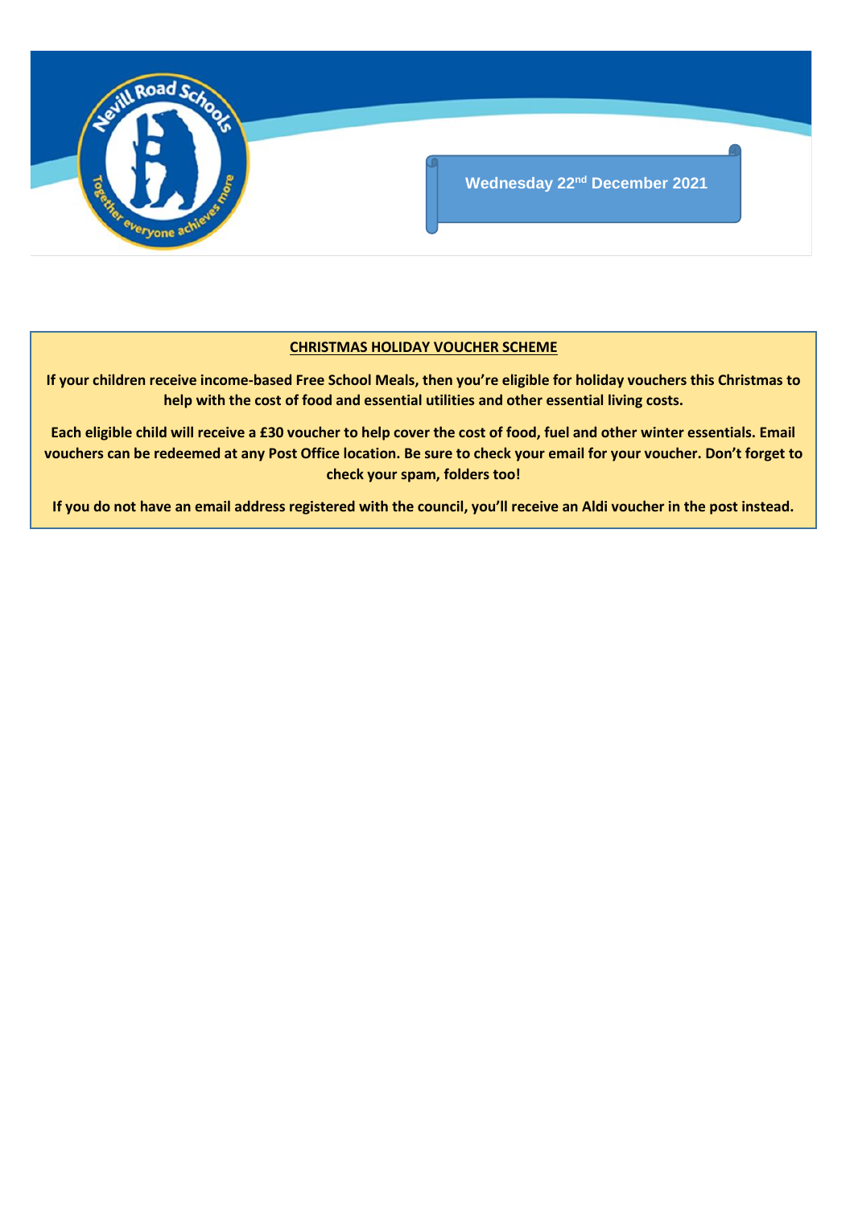Wednesday 22nd December 2021

## CHRISTMAS HOLIDAY VOUCHER SCHEME

**If your children receive income-based Free School Meals, then you're eligible for holiday vouchers this Christmas to help with the cost of food and essential utilities and other essential living costs.**

**Each eligible child will receive a £30 voucher to help cover the cost of food, fuel and other winter essentials. Email vouchers can be redeemed at any Post Office location. Be sure to check your email for your voucher. Don't forget to check your spam, folders too!**

**If you do not have an email address registered with the council, you'll receive an Aldi voucher in the post instead.**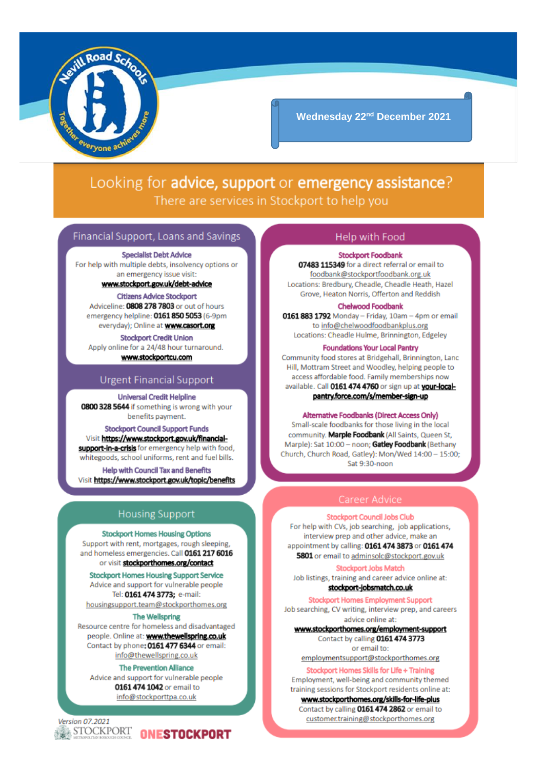Nevill Road Schools

Together everyone achieves more

Wednesday 22nd December 2021

# Looking for **advice, support** or **emergency assistance**?

There are services in Stockport to help you

## Financial Support, Loans and Savings

**Specialist Debt Advice**
For help with multiple debts, insolvency options or an emergency issue visit:
**www.stockport.gov.uk/debt-advice**

**Citizens Advice Stockport**
Adviceline: **0808 278 7803** or out of hours emergency helpline: **0161 850 5053** (6-9pm everyday); Online at **www.casort.org**

**Stockport Credit Union**
Apply online for a 24/48 hour turnaround.
**www.stockportcu.com**

## Urgent Financial Support

**Universal Credit Helpline**
**0800 328 5644** if something is wrong with your benefits payment.

**Stockport Council Support Funds**
Visit **https://www.stockport.gov.uk/financial-support-in-a-crisis** for emergency help with food, whitegoods, school uniforms, rent and fuel bills.

**Help with Council Tax and Benefits**
Visit **https://www.stockport.gov.uk/topic/benefits**

## Housing Support

**Stockport Homes Housing Options**
Support with rent, mortgages, rough sleeping, and homeless emergencies. Call **0161 217 6016** or visit **stockporthomes.org/contact**

**Stockport Homes Housing Support Service**
Advice and support for vulnerable people
Tel: **0161 474 3773;** e-mail: housingsupport.team@stockporthomes.org

**The Wellspring**
Resource centre for homeless and disadvantaged people. Online at: **www.thewellspring.co.uk**
Contact by phone: **0161 477 6344** or email: info@thewellspring.co.uk

**The Prevention Alliance**
Advice and support for vulnerable people
**0161 474 1042** or email to info@stockporttpa.co.uk

## Help with Food

**Stockport Foodbank**
**07483 115349** for a direct referral or email to foodbank@stockportfoodbank.org.uk
Locations: Bredbury, Cheadle, Cheadle Heath, Hazel Grove, Heaton Norris, Offerton and Reddish

**Chelwood Foodbank**
**0161 883 1792** Monday – Friday, 10am – 4pm or email to info@chelwoodfoodbankplus.org
Locations: Cheadle Hulme, Brinnington, Edgeley

**Foundations Your Local Pantry**
Community food stores at Bridgehall, Brinnington, Lanc Hill, Mottram Street and Woodley, helping people to access affordable food. Family memberships now available. Call **0161 474 4760** or sign up at **your-local-pantry.force.com/s/member-sign-up**

**Alternative Foodbanks (Direct Access Only)**
Small-scale foodbanks for those living in the local community. **Marple Foodbank** (All Saints, Queen St, Marple): Sat 10:00 – noon; **Gatley Foodbank** (Bethany Church, Church Road, Gatley): Mon/Wed 14:00 – 15:00; Sat 9:30-noon

## Career Advice

**Stockport Council Jobs Club**
For help with CVs, job searching, job applications, interview prep and other advice, make an appointment by calling: **0161 474 3873** or **0161 474 5801** or email to adminsolc@stockport.gov.uk

**Stockport Jobs Match**
Job listings, training and career advice online at:
**stockport-jobsmatch.co.uk**

**Stockport Homes Employment Support**
Job searching, CV writing, interview prep, and careers advice online at:
**www.stockporthomes.org/employment-support**
Contact by calling **0161 474 3773** or email to: employmentsupport@stockporthomes.org

**Stockport Homes Skills for Life + Training**
Employment, well-being and community themed training sessions for Stockport residents online at:
**www.stockporthomes.org/skills-for-life-plus**
Contact by calling **0161 474 2862** or email to customer.training@stockporthomes.org

*Version 07.2021*

STOCKPORT METROPOLITAN BOROUGH COUNCIL — ONESTOCKPORT